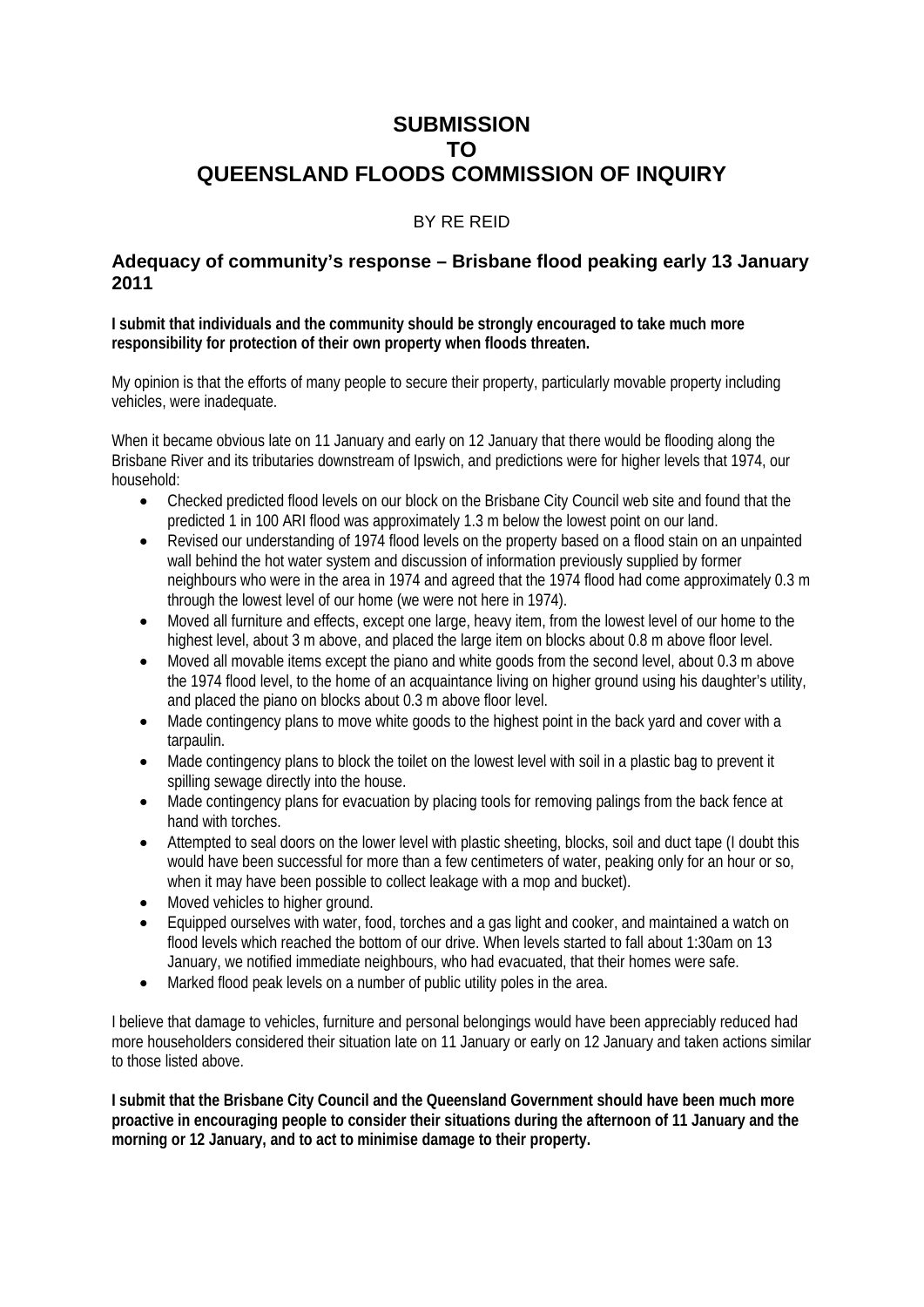# SUBMISSION
# TO
# QUEENSLAND FLOODS COMMISSION OF INQUIRY

BY RE REID

## Adequacy of community's response – Brisbane flood peaking early 13 January 2011

**I submit that individuals and the community should be strongly encouraged to take much more responsibility for protection of their own property when floods threaten.**

My opinion is that the efforts of many people to secure their property, particularly movable property including vehicles, were inadequate.

When it became obvious late on 11 January and early on 12 January that there would be flooding along the Brisbane River and its tributaries downstream of Ipswich, and predictions were for higher levels that 1974, our household:

- Checked predicted flood levels on our block on the Brisbane City Council web site and found that the predicted 1 in 100 ARI flood was approximately 1.3 m below the lowest point on our land.
- Revised our understanding of 1974 flood levels on the property based on a flood stain on an unpainted wall behind the hot water system and discussion of information previously supplied by former neighbours who were in the area in 1974 and agreed that the 1974 flood had come approximately 0.3 m through the lowest level of our home (we were not here in 1974).
- Moved all furniture and effects, except one large, heavy item, from the lowest level of our home to the highest level, about 3 m above, and placed the large item on blocks about 0.8 m above floor level.
- Moved all movable items except the piano and white goods from the second level, about 0.3 m above the 1974 flood level, to the home of an acquaintance living on higher ground using his daughter's utility, and placed the piano on blocks about 0.3 m above floor level.
- Made contingency plans to move white goods to the highest point in the back yard and cover with a tarpaulin.
- Made contingency plans to block the toilet on the lowest level with soil in a plastic bag to prevent it spilling sewage directly into the house.
- Made contingency plans for evacuation by placing tools for removing palings from the back fence at hand with torches.
- Attempted to seal doors on the lower level with plastic sheeting, blocks, soil and duct tape (I doubt this would have been successful for more than a few centimeters of water, peaking only for an hour or so, when it may have been possible to collect leakage with a mop and bucket).
- Moved vehicles to higher ground.
- Equipped ourselves with water, food, torches and a gas light and cooker, and maintained a watch on flood levels which reached the bottom of our drive. When levels started to fall about 1:30am on 13 January, we notified immediate neighbours, who had evacuated, that their homes were safe.
- Marked flood peak levels on a number of public utility poles in the area.

I believe that damage to vehicles, furniture and personal belongings would have been appreciably reduced had more householders considered their situation late on 11 January or early on 12 January and taken actions similar to those listed above.

**I submit that the Brisbane City Council and the Queensland Government should have been much more proactive in encouraging people to consider their situations during the afternoon of 11 January and the morning or 12 January, and to act to minimise damage to their property.**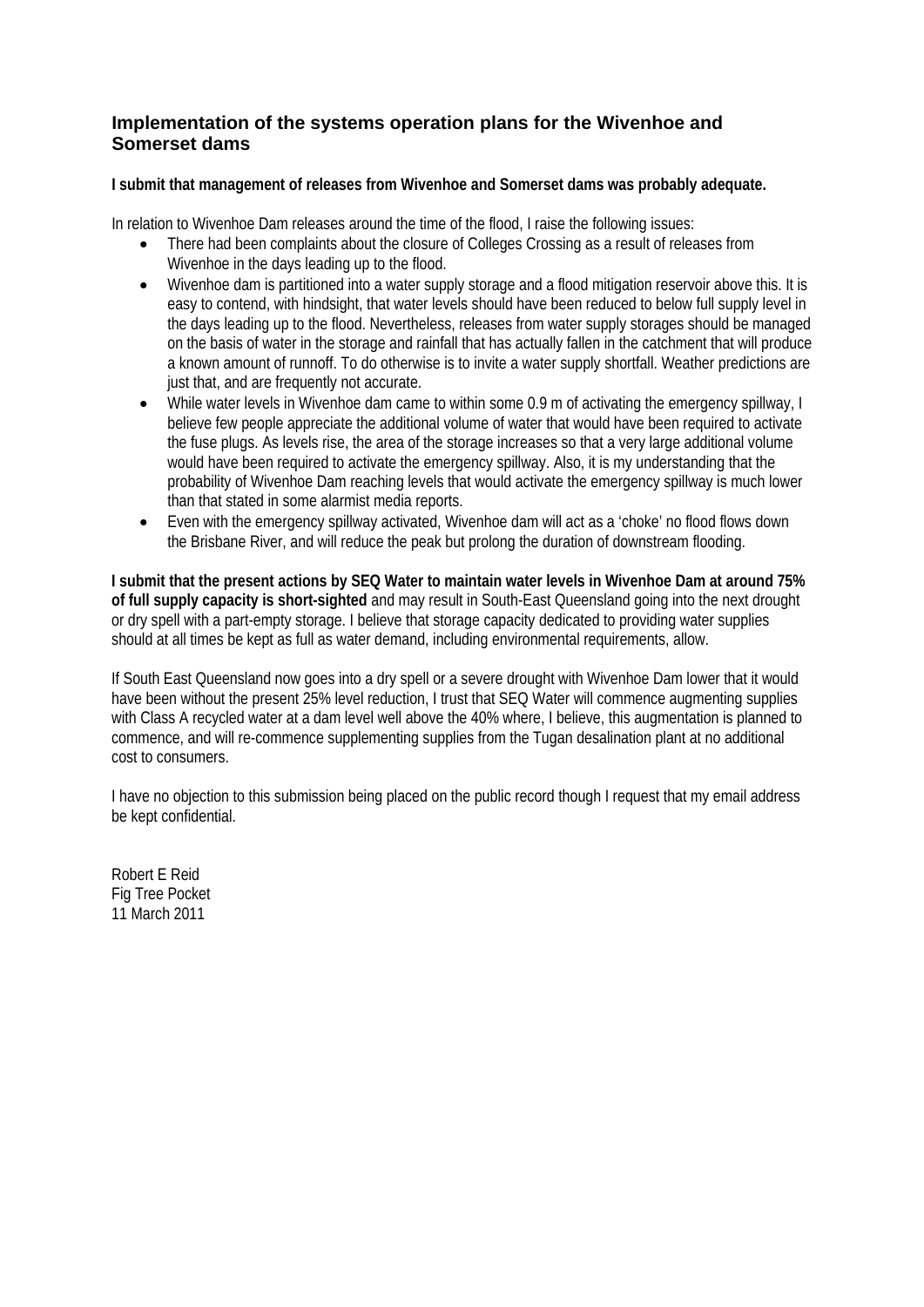## Implementation of the systems operation plans for the Wivenhoe and Somerset dams

**I submit that management of releases from Wivenhoe and Somerset dams was probably adequate.**

In relation to Wivenhoe Dam releases around the time of the flood, I raise the following issues:

- There had been complaints about the closure of Colleges Crossing as a result of releases from Wivenhoe in the days leading up to the flood.
- Wivenhoe dam is partitioned into a water supply storage and a flood mitigation reservoir above this. It is easy to contend, with hindsight, that water levels should have been reduced to below full supply level in the days leading up to the flood. Nevertheless, releases from water supply storages should be managed on the basis of water in the storage and rainfall that has actually fallen in the catchment that will produce a known amount of runoff. To do otherwise is to invite a water supply shortfall. Weather predictions are just that, and are frequently not accurate.
- While water levels in Wivenhoe dam came to within some 0.9 m of activating the emergency spillway, I believe few people appreciate the additional volume of water that would have been required to activate the fuse plugs. As levels rise, the area of the storage increases so that a very large additional volume would have been required to activate the emergency spillway. Also, it is my understanding that the probability of Wivenhoe Dam reaching levels that would activate the emergency spillway is much lower than that stated in some alarmist media reports.
- Even with the emergency spillway activated, Wivenhoe dam will act as a 'choke' no flood flows down the Brisbane River, and will reduce the peak but prolong the duration of downstream flooding.

**I submit that the present actions by SEQ Water to maintain water levels in Wivenhoe Dam at around 75% of full supply capacity is short-sighted** and may result in South-East Queensland going into the next drought or dry spell with a part-empty storage. I believe that storage capacity dedicated to providing water supplies should at all times be kept as full as water demand, including environmental requirements, allow.

If South East Queensland now goes into a dry spell or a severe drought with Wivenhoe Dam lower that it would have been without the present 25% level reduction, I trust that SEQ Water will commence augmenting supplies with Class A recycled water at a dam level well above the 40% where, I believe, this augmentation is planned to commence, and will re-commence supplementing supplies from the Tugan desalination plant at no additional cost to consumers.

I have no objection to this submission being placed on the public record though I request that my email address be kept confidential.

Robert E Reid
Fig Tree Pocket
11 March 2011